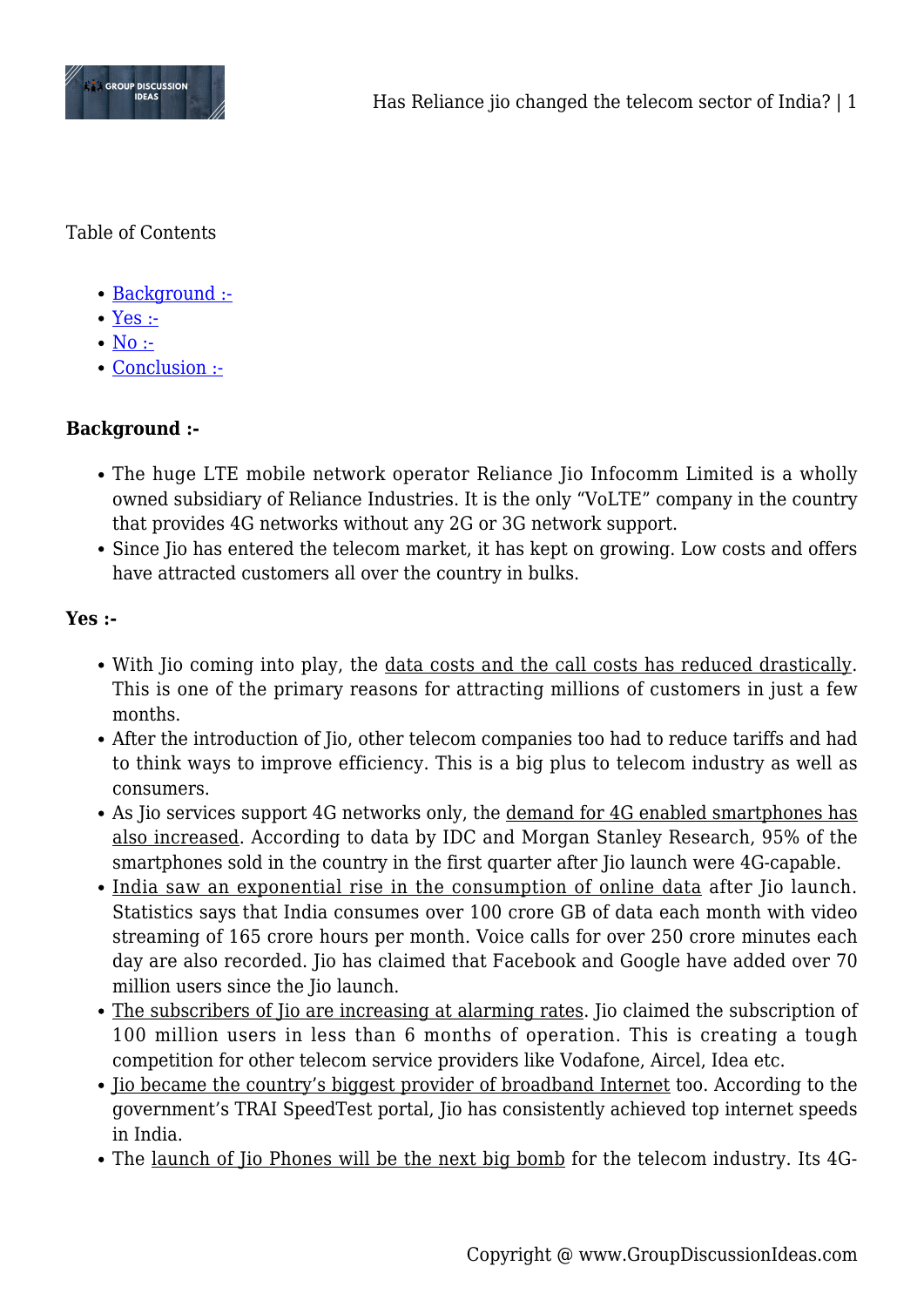Table of Contents

- Background :-
- Yes :-
- No :-
- Conclusion :-

**Background :-**

- The huge LTE mobile network operator Reliance Jio Infocomm Limited is a wholly owned subsidiary of Reliance Industries. It is the only "VoLTE" company in the country that provides 4G networks without any 2G or 3G network support.
- Since Jio has entered the telecom market, it has kept on growing. Low costs and offers have attracted customers all over the country in bulks.

**Yes :-**

- With Jio coming into play, the data costs and the call costs has reduced drastically. This is one of the primary reasons for attracting millions of customers in just a few months.
- After the introduction of Jio, other telecom companies too had to reduce tariffs and had to think ways to improve efficiency. This is a big plus to telecom industry as well as consumers.
- As Jio services support 4G networks only, the demand for 4G enabled smartphones has also increased. According to data by IDC and Morgan Stanley Research, 95% of the smartphones sold in the country in the first quarter after Jio launch were 4G-capable.
- India saw an exponential rise in the consumption of online data after Jio launch. Statistics says that India consumes over 100 crore GB of data each month with video streaming of 165 crore hours per month. Voice calls for over 250 crore minutes each day are also recorded. Jio has claimed that Facebook and Google have added over 70 million users since the Jio launch.
- The subscribers of Jio are increasing at alarming rates. Jio claimed the subscription of 100 million users in less than 6 months of operation. This is creating a tough competition for other telecom service providers like Vodafone, Aircel, Idea etc.
- Jio became the country's biggest provider of broadband Internet too. According to the government's TRAI SpeedTest portal, Jio has consistently achieved top internet speeds in India.
- The launch of Jio Phones will be the next big bomb for the telecom industry. Its 4G-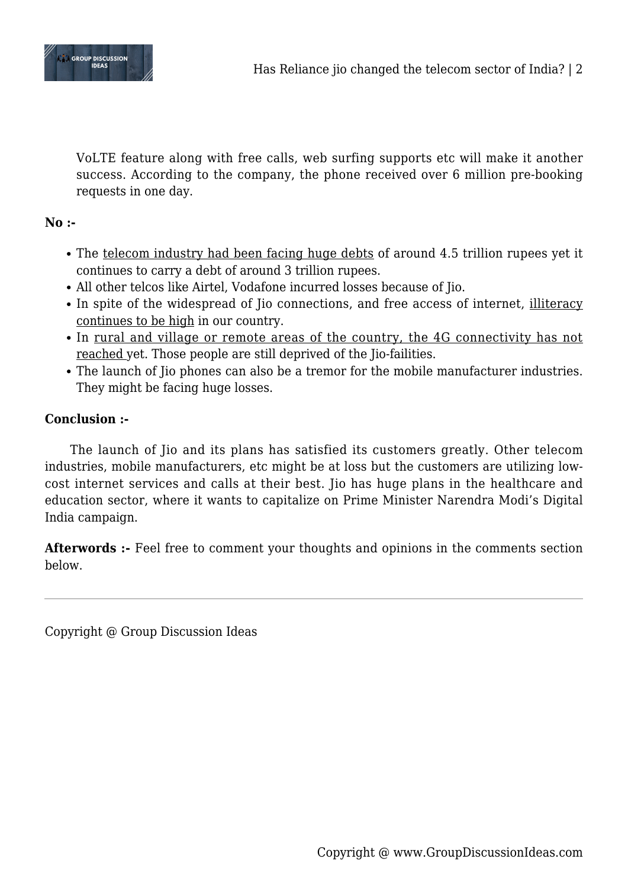VoLTE feature along with free calls, web surfing supports etc will make it another success. According to the company, the phone received over 6 million pre-booking requests in one day.

**No :-**

- The telecom industry had been facing huge debts of around 4.5 trillion rupees yet it continues to carry a debt of around 3 trillion rupees.
- All other telcos like Airtel, Vodafone incurred losses because of Jio.
- In spite of the widespread of Jio connections, and free access of internet, illiteracy continues to be high in our country.
- In rural and village or remote areas of the country, the 4G connectivity has not reached yet. Those people are still deprived of the Jio-failities.
- The launch of Jio phones can also be a tremor for the mobile manufacturer industries. They might be facing huge losses.

**Conclusion :-**

The launch of Jio and its plans has satisfied its customers greatly. Other telecom industries, mobile manufacturers, etc might be at loss but the customers are utilizing low-cost internet services and calls at their best. Jio has huge plans in the healthcare and education sector, where it wants to capitalize on Prime Minister Narendra Modi's Digital India campaign.

**Afterwords :-** Feel free to comment your thoughts and opinions in the comments section below.

---

Copyright @ Group Discussion Ideas